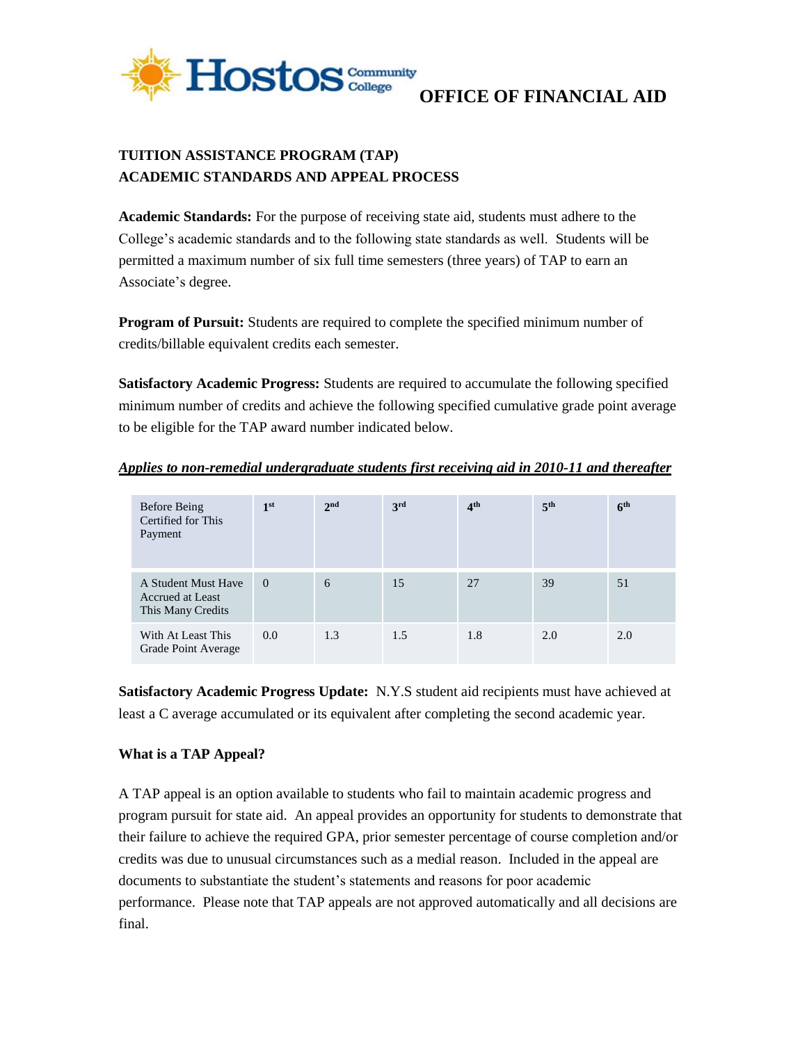Hostos Community College

# OFFICE OF FINANCIAL AID

## TUITION ASSISTANCE PROGRAM (TAP) ACADEMIC STANDARDS AND APPEAL PROCESS

**Academic Standards:** For the purpose of receiving state aid, students must adhere to the College's academic standards and to the following state standards as well. Students will be permitted a maximum number of six full time semesters (three years) of TAP to earn an Associate's degree.

**Program of Pursuit:** Students are required to complete the specified minimum number of credits/billable equivalent credits each semester.

**Satisfactory Academic Progress:** Students are required to accumulate the following specified minimum number of credits and achieve the following specified cumulative grade point average to be eligible for the TAP award number indicated below.

***Applies to non-remedial undergraduate students first receiving aid in 2010-11 and thereafter***

| Before Being Certified for This Payment | 1st | 2nd | 3rd | 4th | 5th | 6th |
|---|---|---|---|---|---|---|
| A Student Must Have Accrued at Least This Many Credits | 0 | 6 | 15 | 27 | 39 | 51 |
| With At Least This Grade Point Average | 0.0 | 1.3 | 1.5 | 1.8 | 2.0 | 2.0 |

**Satisfactory Academic Progress Update:** N.Y.S student aid recipients must have achieved at least a C average accumulated or its equivalent after completing the second academic year.

### What is a TAP Appeal?

A TAP appeal is an option available to students who fail to maintain academic progress and program pursuit for state aid. An appeal provides an opportunity for students to demonstrate that their failure to achieve the required GPA, prior semester percentage of course completion and/or credits was due to unusual circumstances such as a medial reason. Included in the appeal are documents to substantiate the student's statements and reasons for poor academic performance. Please note that TAP appeals are not approved automatically and all decisions are final.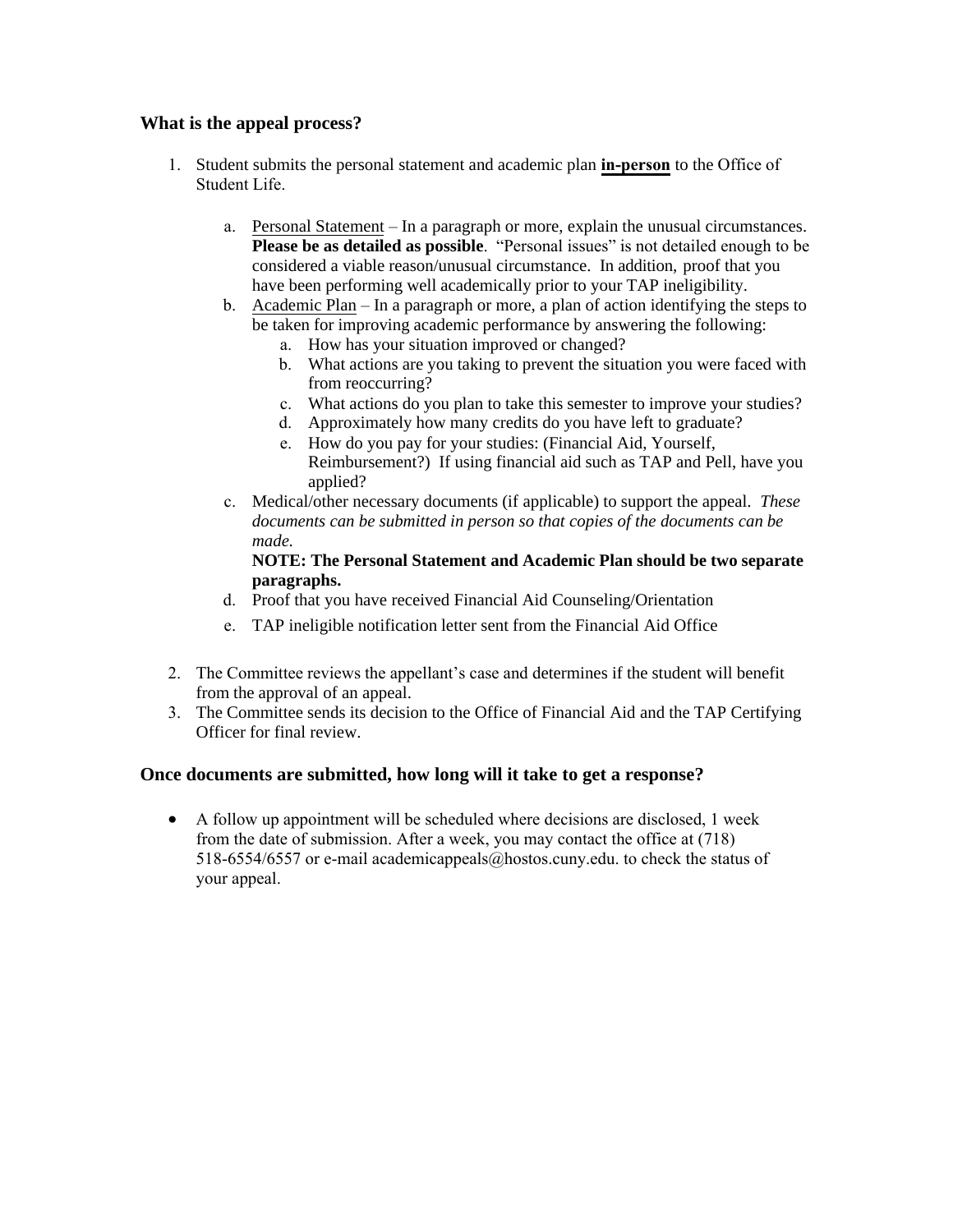### What is the appeal process?

1. Student submits the personal statement and academic plan **in-person** to the Office of Student Life.

   a. Personal Statement – In a paragraph or more, explain the unusual circumstances. **Please be as detailed as possible**. "Personal issues" is not detailed enough to be considered a viable reason/unusual circumstance. In addition, proof that you have been performing well academically prior to your TAP ineligibility.

   b. Academic Plan – In a paragraph or more, a plan of action identifying the steps to be taken for improving academic performance by answering the following:

      a. How has your situation improved or changed?
      b. What actions are you taking to prevent the situation you were faced with from reoccurring?
      c. What actions do you plan to take this semester to improve your studies?
      d. Approximately how many credits do you have left to graduate?
      e. How do you pay for your studies: (Financial Aid, Yourself, Reimbursement?) If using financial aid such as TAP and Pell, have you applied?

   c. Medical/other necessary documents (if applicable) to support the appeal. *These documents can be submitted in person so that copies of the documents can be made.*

      **NOTE: The Personal Statement and Academic Plan should be two separate paragraphs.**

   d. Proof that you have received Financial Aid Counseling/Orientation

   e. TAP ineligible notification letter sent from the Financial Aid Office

2. The Committee reviews the appellant's case and determines if the student will benefit from the approval of an appeal.
3. The Committee sends its decision to the Office of Financial Aid and the TAP Certifying Officer for final review.

### Once documents are submitted, how long will it take to get a response?

- A follow up appointment will be scheduled where decisions are disclosed, 1 week from the date of submission. After a week, you may contact the office at (718) 518-6554/6557 or e-mail academicappeals@hostos.cuny.edu. to check the status of your appeal.